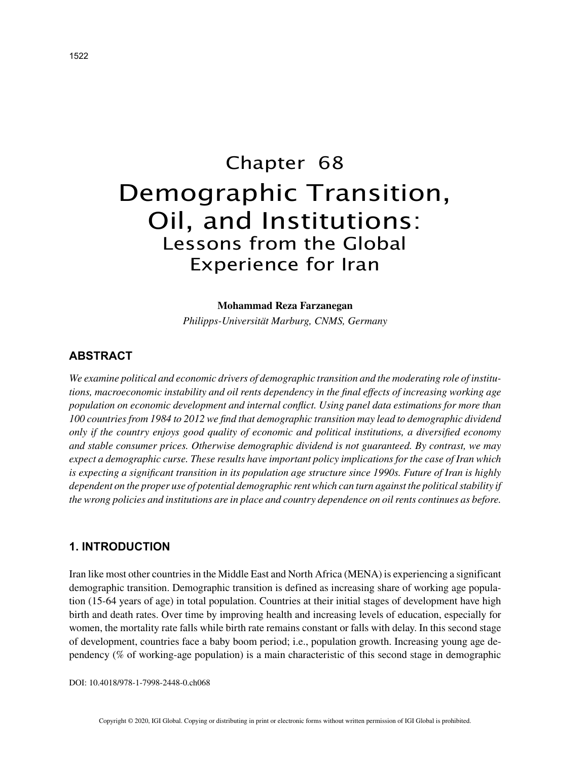# Chapter 68
# Demographic Transition, Oil, and Institutions:
## Lessons from the Global Experience for Iran

**Mohammad Reza Farzanegan**

*Philipps-Universität Marburg, CNMS, Germany*

## ABSTRACT

*We examine political and economic drivers of demographic transition and the moderating role of institutions, macroeconomic instability and oil rents dependency in the final effects of increasing working age population on economic development and internal conflict. Using panel data estimations for more than 100 countries from 1984 to 2012 we find that demographic transition may lead to demographic dividend only if the country enjoys good quality of economic and political institutions, a diversified economy and stable consumer prices. Otherwise demographic dividend is not guaranteed. By contrast, we may expect a demographic curse. These results have important policy implications for the case of Iran which is expecting a significant transition in its population age structure since 1990s. Future of Iran is highly dependent on the proper use of potential demographic rent which can turn against the political stability if the wrong policies and institutions are in place and country dependence on oil rents continues as before.*

## 1. INTRODUCTION

Iran like most other countries in the Middle East and North Africa (MENA) is experiencing a significant demographic transition. Demographic transition is defined as increasing share of working age population (15-64 years of age) in total population. Countries at their initial stages of development have high birth and death rates. Over time by improving health and increasing levels of education, especially for women, the mortality rate falls while birth rate remains constant or falls with delay. In this second stage of development, countries face a baby boom period; i.e., population growth. Increasing young age dependency (% of working-age population) is a main characteristic of this second stage in demographic

DOI: 10.4018/978-1-7998-2448-0.ch068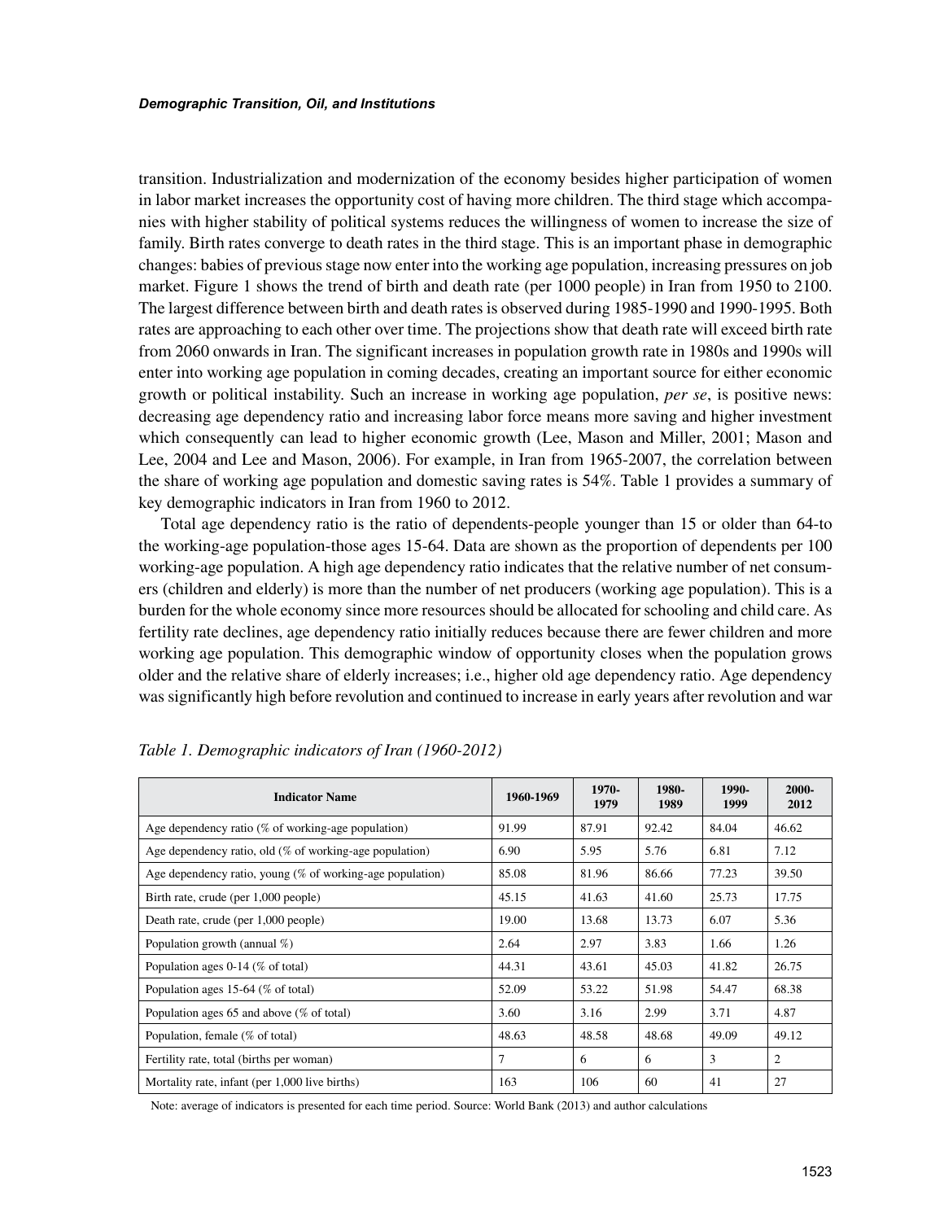transition. Industrialization and modernization of the economy besides higher participation of women in labor market increases the opportunity cost of having more children. The third stage which accompanies with higher stability of political systems reduces the willingness of women to increase the size of family. Birth rates converge to death rates in the third stage. This is an important phase in demographic changes: babies of previous stage now enter into the working age population, increasing pressures on job market. Figure 1 shows the trend of birth and death rate (per 1000 people) in Iran from 1950 to 2100. The largest difference between birth and death rates is observed during 1985-1990 and 1990-1995. Both rates are approaching to each other over time. The projections show that death rate will exceed birth rate from 2060 onwards in Iran. The significant increases in population growth rate in 1980s and 1990s will enter into working age population in coming decades, creating an important source for either economic growth or political instability. Such an increase in working age population, *per se*, is positive news: decreasing age dependency ratio and increasing labor force means more saving and higher investment which consequently can lead to higher economic growth (Lee, Mason and Miller, 2001; Mason and Lee, 2004 and Lee and Mason, 2006). For example, in Iran from 1965-2007, the correlation between the share of working age population and domestic saving rates is 54%. Table 1 provides a summary of key demographic indicators in Iran from 1960 to 2012.

Total age dependency ratio is the ratio of dependents-people younger than 15 or older than 64-to the working-age population-those ages 15-64. Data are shown as the proportion of dependents per 100 working-age population. A high age dependency ratio indicates that the relative number of net consumers (children and elderly) is more than the number of net producers (working age population). This is a burden for the whole economy since more resources should be allocated for schooling and child care. As fertility rate declines, age dependency ratio initially reduces because there are fewer children and more working age population. This demographic window of opportunity closes when the population grows older and the relative share of elderly increases; i.e., higher old age dependency ratio. Age dependency was significantly high before revolution and continued to increase in early years after revolution and war

*Table 1. Demographic indicators of Iran (1960-2012)*

| Indicator Name | 1960-1969 | 1970-1979 | 1980-1989 | 1990-1999 | 2000-2012 |
|---|---|---|---|---|---|
| Age dependency ratio (% of working-age population) | 91.99 | 87.91 | 92.42 | 84.04 | 46.62 |
| Age dependency ratio, old (% of working-age population) | 6.90 | 5.95 | 5.76 | 6.81 | 7.12 |
| Age dependency ratio, young (% of working-age population) | 85.08 | 81.96 | 86.66 | 77.23 | 39.50 |
| Birth rate, crude (per 1,000 people) | 45.15 | 41.63 | 41.60 | 25.73 | 17.75 |
| Death rate, crude (per 1,000 people) | 19.00 | 13.68 | 13.73 | 6.07 | 5.36 |
| Population growth (annual %) | 2.64 | 2.97 | 3.83 | 1.66 | 1.26 |
| Population ages 0-14 (% of total) | 44.31 | 43.61 | 45.03 | 41.82 | 26.75 |
| Population ages 15-64 (% of total) | 52.09 | 53.22 | 51.98 | 54.47 | 68.38 |
| Population ages 65 and above (% of total) | 3.60 | 3.16 | 2.99 | 3.71 | 4.87 |
| Population, female (% of total) | 48.63 | 48.58 | 48.68 | 49.09 | 49.12 |
| Fertility rate, total (births per woman) | 7 | 6 | 6 | 3 | 2 |
| Mortality rate, infant (per 1,000 live births) | 163 | 106 | 60 | 41 | 27 |

Note: average of indicators is presented for each time period. Source: World Bank (2013) and author calculations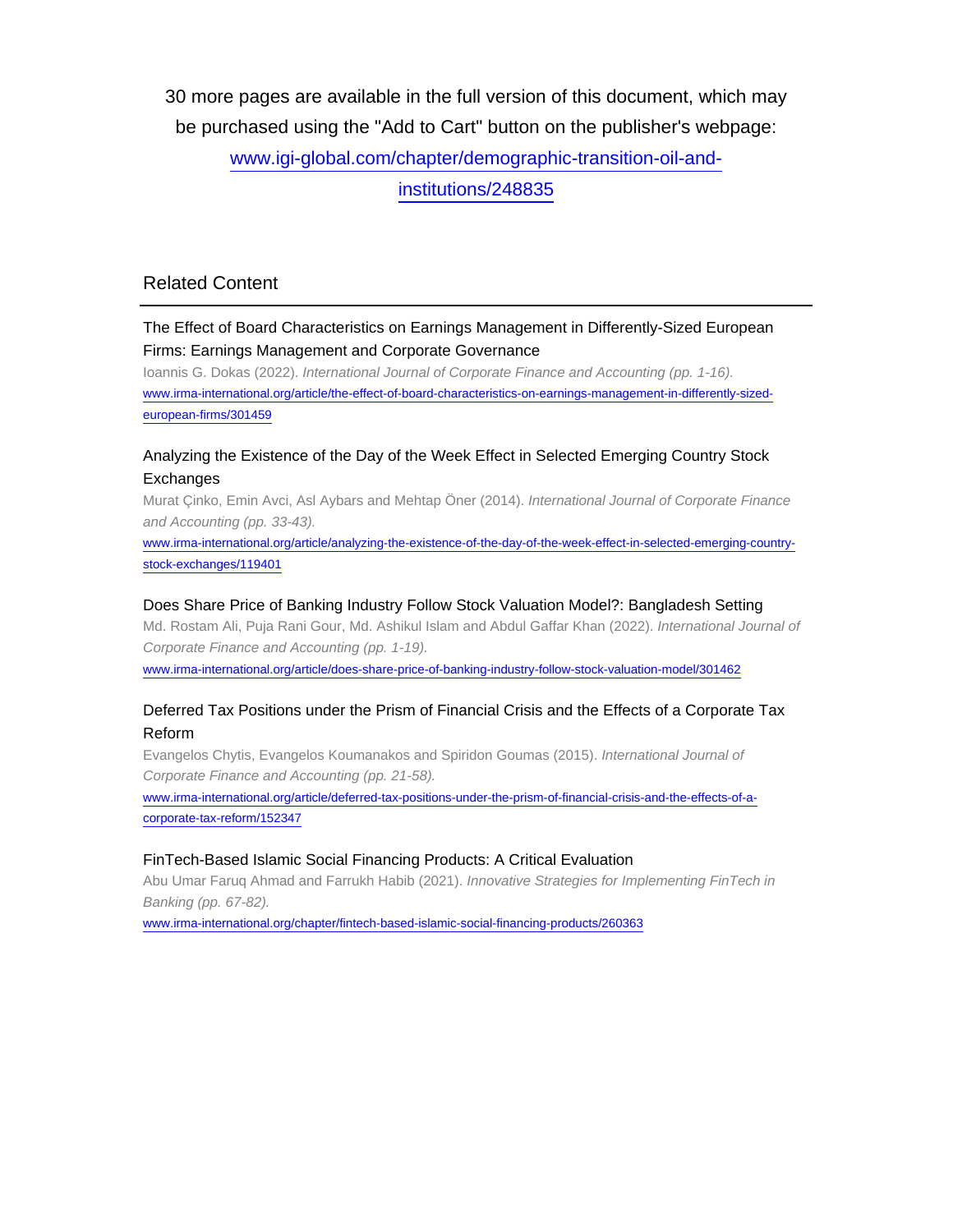30 more pages are available in the full version of this document, which may be purchased using the "Add to Cart" button on the publisher's webpage: www.igi-global.com/chapter/demographic-transition-oil-and-institutions/248835

## Related Content

The Effect of Board Characteristics on Earnings Management in Differently-Sized European Firms: Earnings Management and Corporate Governance
Ioannis G. Dokas (2022). *International Journal of Corporate Finance and Accounting (pp. 1-16).*
www.irma-international.org/article/the-effect-of-board-characteristics-on-earnings-management-in-differently-sized-european-firms/301459

Analyzing the Existence of the Day of the Week Effect in Selected Emerging Country Stock Exchanges
Murat Çinko, Emin Avci, Asl Aybars and Mehtap Öner (2014). *International Journal of Corporate Finance and Accounting (pp. 33-43).*
www.irma-international.org/article/analyzing-the-existence-of-the-day-of-the-week-effect-in-selected-emerging-country-stock-exchanges/119401

Does Share Price of Banking Industry Follow Stock Valuation Model?: Bangladesh Setting
Md. Rostam Ali, Puja Rani Gour, Md. Ashikul Islam and Abdul Gaffar Khan (2022). *International Journal of Corporate Finance and Accounting (pp. 1-19).*
www.irma-international.org/article/does-share-price-of-banking-industry-follow-stock-valuation-model/301462

Deferred Tax Positions under the Prism of Financial Crisis and the Effects of a Corporate Tax Reform
Evangelos Chytis, Evangelos Koumanakos and Spiridon Goumas (2015). *International Journal of Corporate Finance and Accounting (pp. 21-58).*
www.irma-international.org/article/deferred-tax-positions-under-the-prism-of-financial-crisis-and-the-effects-of-a-corporate-tax-reform/152347

FinTech-Based Islamic Social Financing Products: A Critical Evaluation
Abu Umar Faruq Ahmad and Farrukh Habib (2021). *Innovative Strategies for Implementing FinTech in Banking (pp. 67-82).*
www.irma-international.org/chapter/fintech-based-islamic-social-financing-products/260363